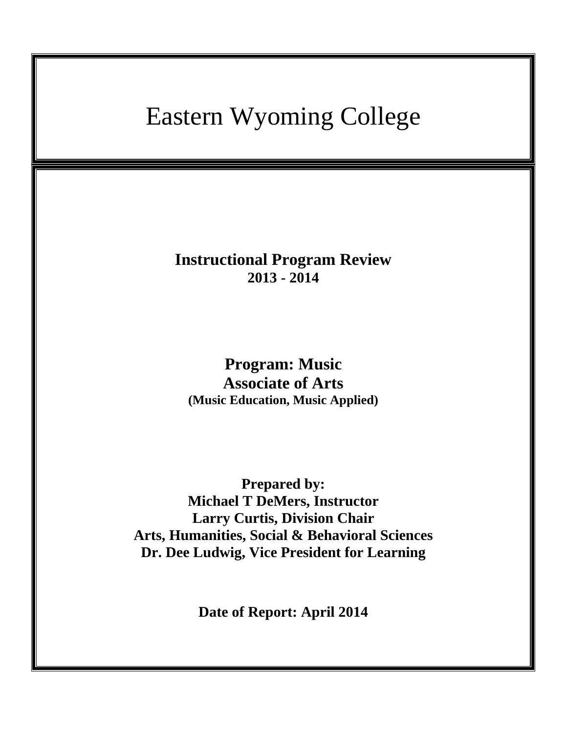# Eastern Wyoming College

## Instructional Program Review
**2013 - 2014**

## Program: Music
**Associate of Arts**
**(Music Education, Music Applied)**

**Prepared by:**
**Michael T DeMers, Instructor**
**Larry Curtis, Division Chair**
**Arts, Humanities, Social & Behavioral Sciences**
**Dr. Dee Ludwig, Vice President for Learning**

**Date of Report: April 2014**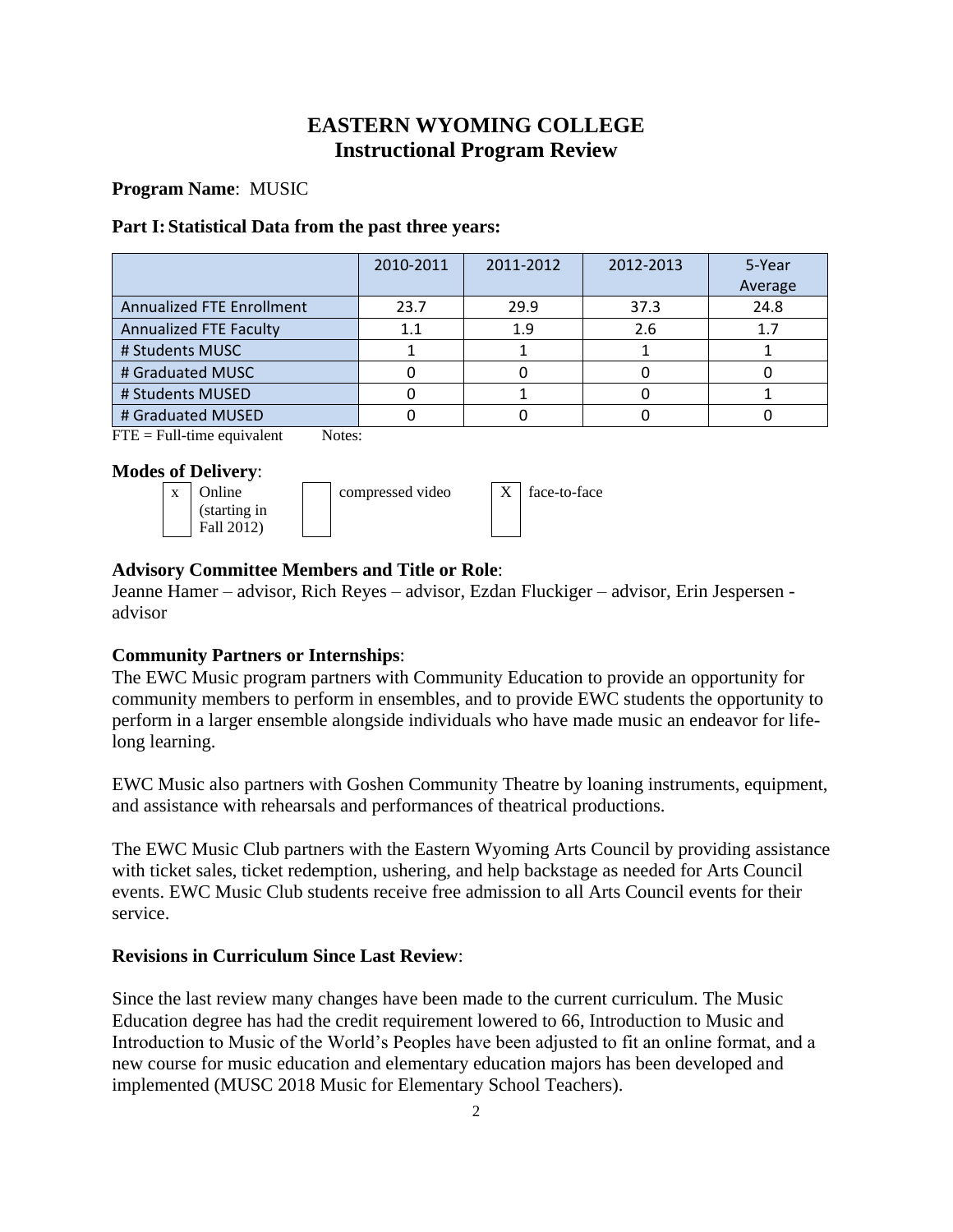# EASTERN WYOMING COLLEGE
# Instructional Program Review

**Program Name**: MUSIC

**Part I: Statistical Data from the past three years:**

| | 2010-2011 | 2011-2012 | 2012-2013 | 5-Year Average |
|---|---|---|---|---|
| Annualized FTE Enrollment | 23.7 | 29.9 | 37.3 | 24.8 |
| Annualized FTE Faculty | 1.1 | 1.9 | 2.6 | 1.7 |
| # Students MUSC | 1 | 1 | 1 | 1 |
| # Graduated MUSC | 0 | 0 | 0 | 0 |
| # Students MUSED | 0 | 1 | 0 | 1 |
| # Graduated MUSED | 0 | 0 | 0 | 0 |

FTE = Full-time equivalent Notes:

**Modes of Delivery**:

[x] Online (starting in Fall 2012) [ ] compressed video [X] face-to-face

**Advisory Committee Members and Title or Role**:
Jeanne Hamer – advisor, Rich Reyes – advisor, Ezdan Fluckiger – advisor, Erin Jespersen - advisor

**Community Partners or Internships**:
The EWC Music program partners with Community Education to provide an opportunity for community members to perform in ensembles, and to provide EWC students the opportunity to perform in a larger ensemble alongside individuals who have made music an endeavor for life-long learning.

EWC Music also partners with Goshen Community Theatre by loaning instruments, equipment, and assistance with rehearsals and performances of theatrical productions.

The EWC Music Club partners with the Eastern Wyoming Arts Council by providing assistance with ticket sales, ticket redemption, ushering, and help backstage as needed for Arts Council events. EWC Music Club students receive free admission to all Arts Council events for their service.

**Revisions in Curriculum Since Last Review**:

Since the last review many changes have been made to the current curriculum. The Music Education degree has had the credit requirement lowered to 66, Introduction to Music and Introduction to Music of the World's Peoples have been adjusted to fit an online format, and a new course for music education and elementary education majors has been developed and implemented (MUSC 2018 Music for Elementary School Teachers).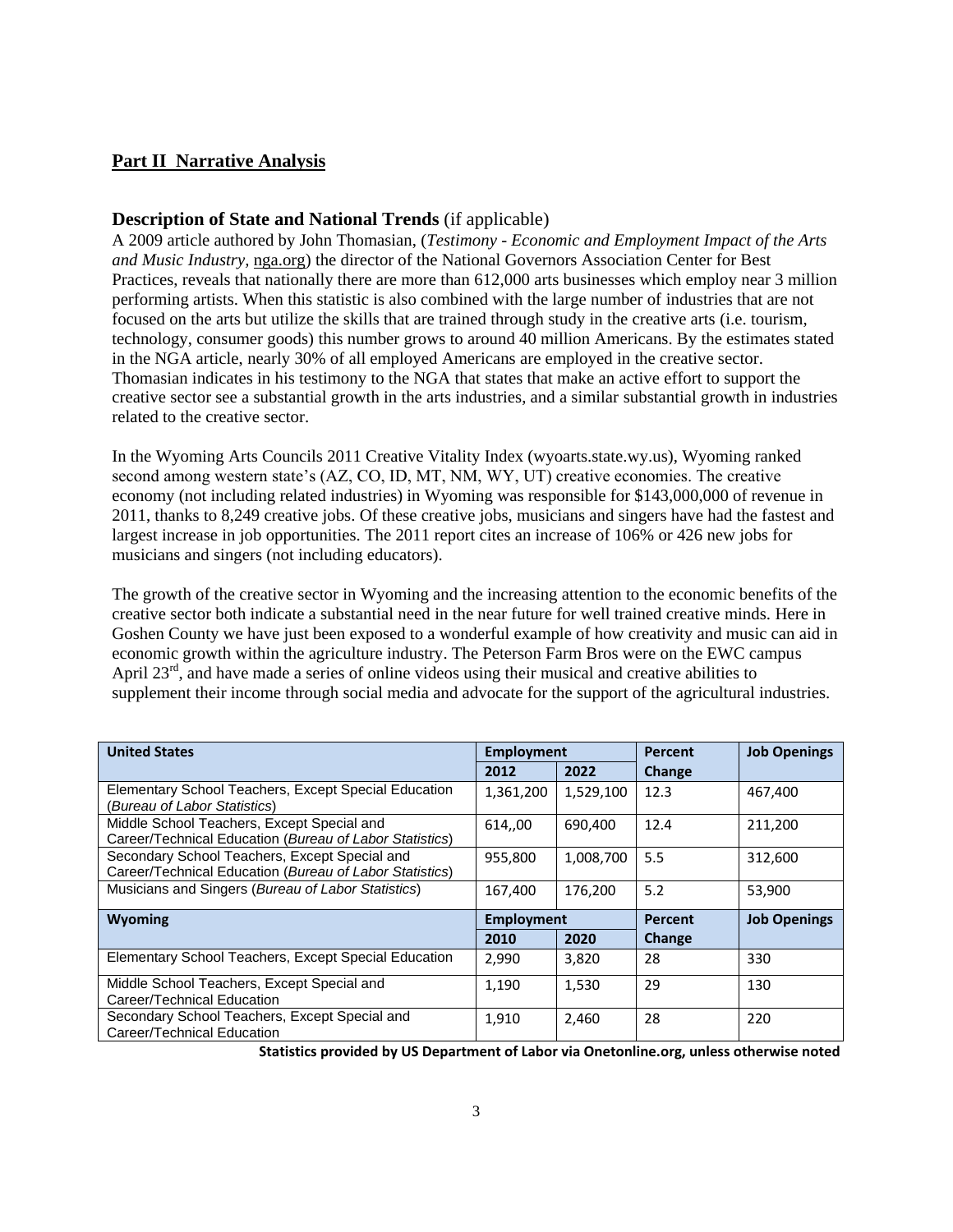## Part II Narrative Analysis

### Description of State and National Trends (if applicable)

A 2009 article authored by John Thomasian, (*Testimony - Economic and Employment Impact of the Arts and Music Industry,* nga.org) the director of the National Governors Association Center for Best Practices, reveals that nationally there are more than 612,000 arts businesses which employ near 3 million performing artists. When this statistic is also combined with the large number of industries that are not focused on the arts but utilize the skills that are trained through study in the creative arts (i.e. tourism, technology, consumer goods) this number grows to around 40 million Americans. By the estimates stated in the NGA article, nearly 30% of all employed Americans are employed in the creative sector. Thomasian indicates in his testimony to the NGA that states that make an active effort to support the creative sector see a substantial growth in the arts industries, and a similar substantial growth in industries related to the creative sector.

In the Wyoming Arts Councils 2011 Creative Vitality Index (wyoarts.state.wy.us), Wyoming ranked second among western state's (AZ, CO, ID, MT, NM, WY, UT) creative economies. The creative economy (not including related industries) in Wyoming was responsible for $143,000,000 of revenue in 2011, thanks to 8,249 creative jobs. Of these creative jobs, musicians and singers have had the fastest and largest increase in job opportunities. The 2011 report cites an increase of 106% or 426 new jobs for musicians and singers (not including educators).

The growth of the creative sector in Wyoming and the increasing attention to the economic benefits of the creative sector both indicate a substantial need in the near future for well trained creative minds. Here in Goshen County we have just been exposed to a wonderful example of how creativity and music can aid in economic growth within the agriculture industry. The Peterson Farm Bros were on the EWC campus April 23rd, and have made a series of online videos using their musical and creative abilities to supplement their income through social media and advocate for the support of the agricultural industries.

| **United States** | **Employment** | | **Percent Change** | **Job Openings** |
|---|---|---|---|---|
| | **2012** | **2022** | | |
| Elementary School Teachers, Except Special Education (*Bureau of Labor Statistics*) | 1,361,200 | 1,529,100 | 12.3 | 467,400 |
| Middle School Teachers, Except Special and Career/Technical Education (*Bureau of Labor Statistics*) | 614,,00 | 690,400 | 12.4 | 211,200 |
| Secondary School Teachers, Except Special and Career/Technical Education (*Bureau of Labor Statistics*) | 955,800 | 1,008,700 | 5.5 | 312,600 |
| Musicians and Singers (*Bureau of Labor Statistics*) | 167,400 | 176,200 | 5.2 | 53,900 |
| **Wyoming** | **Employment** | | **Percent Change** | **Job Openings** |
| | **2010** | **2020** | | |
| Elementary School Teachers, Except Special Education | 2,990 | 3,820 | 28 | 330 |
| Middle School Teachers, Except Special and Career/Technical Education | 1,190 | 1,530 | 29 | 130 |
| Secondary School Teachers, Except Special and Career/Technical Education | 1,910 | 2,460 | 28 | 220 |

**Statistics provided by US Department of Labor via Onetonline.org, unless otherwise noted**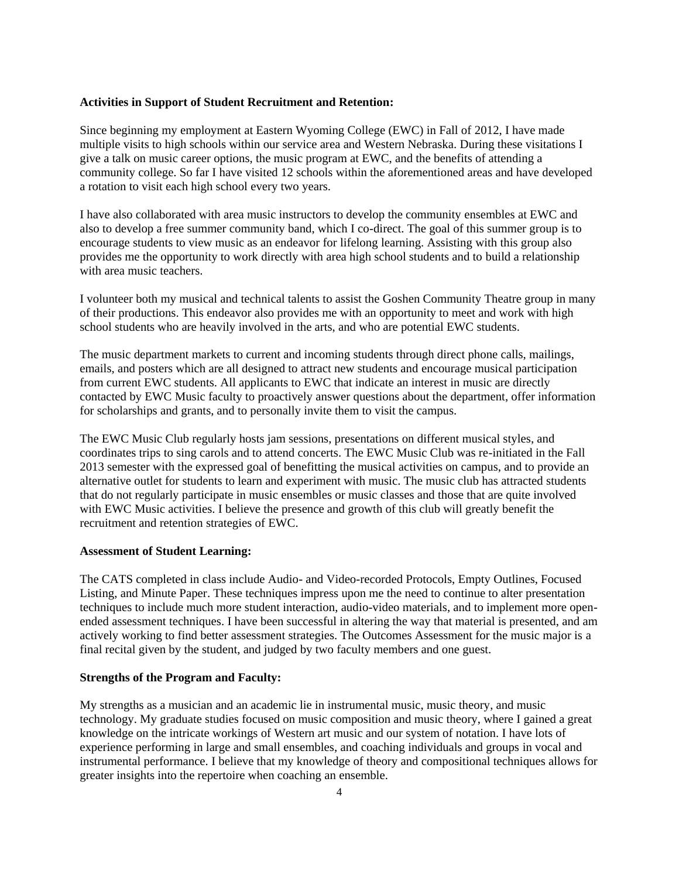**Activities in Support of Student Recruitment and Retention:**

Since beginning my employment at Eastern Wyoming College (EWC) in Fall of 2012, I have made multiple visits to high schools within our service area and Western Nebraska. During these visitations I give a talk on music career options, the music program at EWC, and the benefits of attending a community college. So far I have visited 12 schools within the aforementioned areas and have developed a rotation to visit each high school every two years.

I have also collaborated with area music instructors to develop the community ensembles at EWC and also to develop a free summer community band, which I co-direct. The goal of this summer group is to encourage students to view music as an endeavor for lifelong learning. Assisting with this group also provides me the opportunity to work directly with area high school students and to build a relationship with area music teachers.

I volunteer both my musical and technical talents to assist the Goshen Community Theatre group in many of their productions. This endeavor also provides me with an opportunity to meet and work with high school students who are heavily involved in the arts, and who are potential EWC students.

The music department markets to current and incoming students through direct phone calls, mailings, emails, and posters which are all designed to attract new students and encourage musical participation from current EWC students. All applicants to EWC that indicate an interest in music are directly contacted by EWC Music faculty to proactively answer questions about the department, offer information for scholarships and grants, and to personally invite them to visit the campus.

The EWC Music Club regularly hosts jam sessions, presentations on different musical styles, and coordinates trips to sing carols and to attend concerts. The EWC Music Club was re-initiated in the Fall 2013 semester with the expressed goal of benefitting the musical activities on campus, and to provide an alternative outlet for students to learn and experiment with music. The music club has attracted students that do not regularly participate in music ensembles or music classes and those that are quite involved with EWC Music activities. I believe the presence and growth of this club will greatly benefit the recruitment and retention strategies of EWC.

**Assessment of Student Learning:**

The CATS completed in class include Audio- and Video-recorded Protocols, Empty Outlines, Focused Listing, and Minute Paper. These techniques impress upon me the need to continue to alter presentation techniques to include much more student interaction, audio-video materials, and to implement more open-ended assessment techniques. I have been successful in altering the way that material is presented, and am actively working to find better assessment strategies. The Outcomes Assessment for the music major is a final recital given by the student, and judged by two faculty members and one guest.

**Strengths of the Program and Faculty:**

My strengths as a musician and an academic lie in instrumental music, music theory, and music technology. My graduate studies focused on music composition and music theory, where I gained a great knowledge on the intricate workings of Western art music and our system of notation. I have lots of experience performing in large and small ensembles, and coaching individuals and groups in vocal and instrumental performance. I believe that my knowledge of theory and compositional techniques allows for greater insights into the repertoire when coaching an ensemble.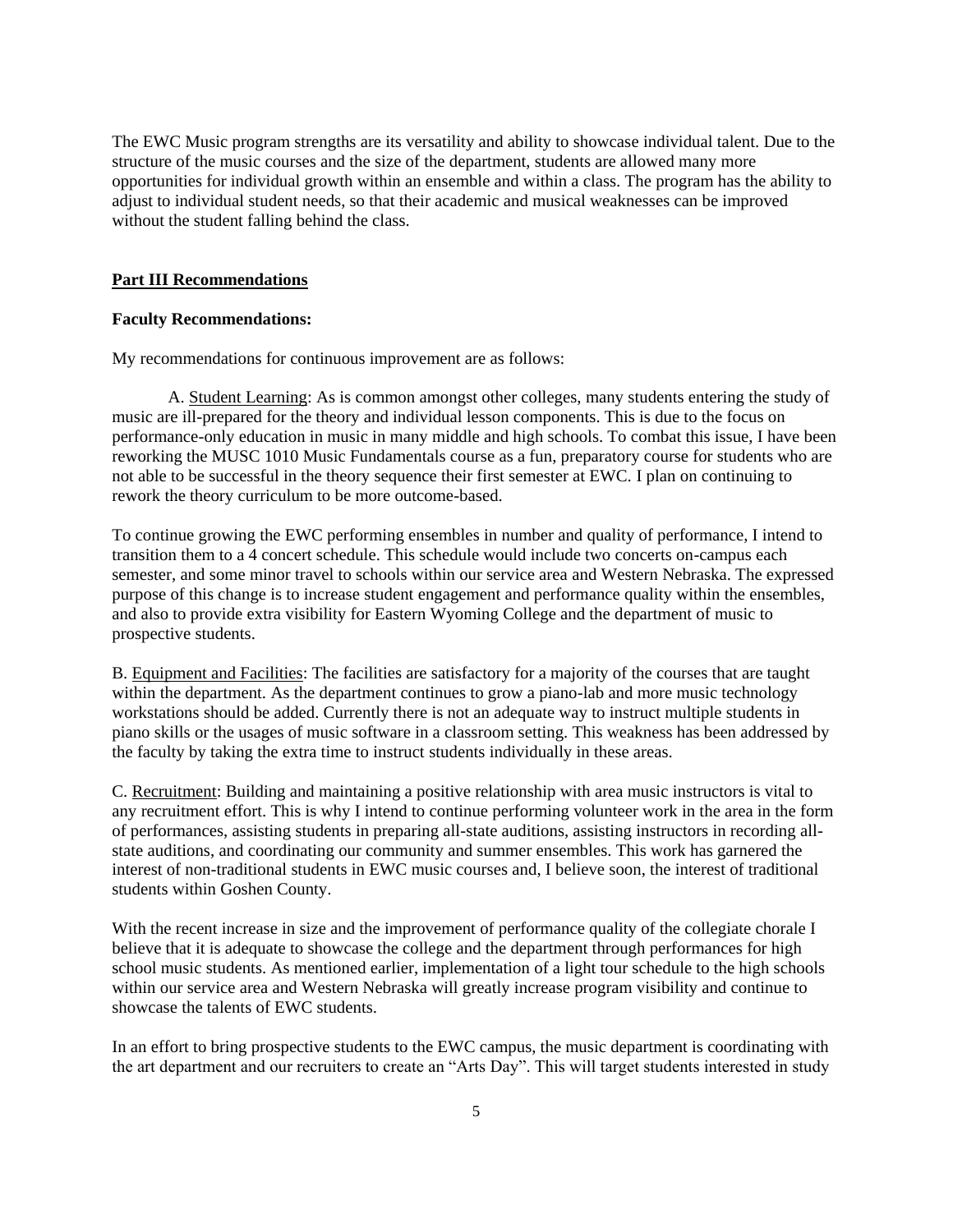The EWC Music program strengths are its versatility and ability to showcase individual talent. Due to the structure of the music courses and the size of the department, students are allowed many more opportunities for individual growth within an ensemble and within a class. The program has the ability to adjust to individual student needs, so that their academic and musical weaknesses can be improved without the student falling behind the class.

## Part III Recommendations

### Faculty Recommendations:

My recommendations for continuous improvement are as follows:

A. Student Learning: As is common amongst other colleges, many students entering the study of music are ill-prepared for the theory and individual lesson components. This is due to the focus on performance-only education in music in many middle and high schools. To combat this issue, I have been reworking the MUSC 1010 Music Fundamentals course as a fun, preparatory course for students who are not able to be successful in the theory sequence their first semester at EWC. I plan on continuing to rework the theory curriculum to be more outcome-based.

To continue growing the EWC performing ensembles in number and quality of performance, I intend to transition them to a 4 concert schedule. This schedule would include two concerts on-campus each semester, and some minor travel to schools within our service area and Western Nebraska. The expressed purpose of this change is to increase student engagement and performance quality within the ensembles, and also to provide extra visibility for Eastern Wyoming College and the department of music to prospective students.

B. Equipment and Facilities: The facilities are satisfactory for a majority of the courses that are taught within the department. As the department continues to grow a piano-lab and more music technology workstations should be added. Currently there is not an adequate way to instruct multiple students in piano skills or the usages of music software in a classroom setting. This weakness has been addressed by the faculty by taking the extra time to instruct students individually in these areas.

C. Recruitment: Building and maintaining a positive relationship with area music instructors is vital to any recruitment effort. This is why I intend to continue performing volunteer work in the area in the form of performances, assisting students in preparing all-state auditions, assisting instructors in recording all-state auditions, and coordinating our community and summer ensembles. This work has garnered the interest of non-traditional students in EWC music courses and, I believe soon, the interest of traditional students within Goshen County.

With the recent increase in size and the improvement of performance quality of the collegiate chorale I believe that it is adequate to showcase the college and the department through performances for high school music students. As mentioned earlier, implementation of a light tour schedule to the high schools within our service area and Western Nebraska will greatly increase program visibility and continue to showcase the talents of EWC students.

In an effort to bring prospective students to the EWC campus, the music department is coordinating with the art department and our recruiters to create an "Arts Day". This will target students interested in study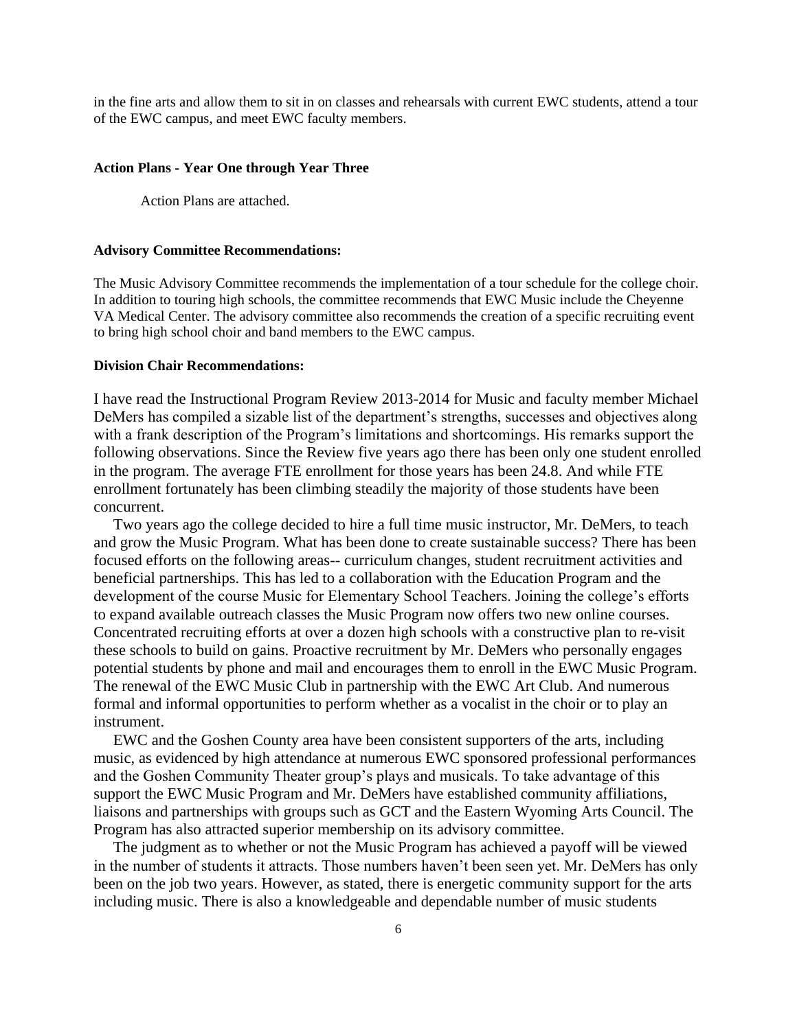in the fine arts and allow them to sit in on classes and rehearsals with current EWC students, attend a tour of the EWC campus, and meet EWC faculty members.

**Action Plans - Year One through Year Three**

Action Plans are attached.

**Advisory Committee Recommendations:**

The Music Advisory Committee recommends the implementation of a tour schedule for the college choir. In addition to touring high schools, the committee recommends that EWC Music include the Cheyenne VA Medical Center. The advisory committee also recommends the creation of a specific recruiting event to bring high school choir and band members to the EWC campus.

**Division Chair Recommendations:**

I have read the Instructional Program Review 2013-2014 for Music and faculty member Michael DeMers has compiled a sizable list of the department's strengths, successes and objectives along with a frank description of the Program's limitations and shortcomings. His remarks support the following observations. Since the Review five years ago there has been only one student enrolled in the program. The average FTE enrollment for those years has been 24.8. And while FTE enrollment fortunately has been climbing steadily the majority of those students have been concurrent.

Two years ago the college decided to hire a full time music instructor, Mr. DeMers, to teach and grow the Music Program. What has been done to create sustainable success? There has been focused efforts on the following areas-- curriculum changes, student recruitment activities and beneficial partnerships. This has led to a collaboration with the Education Program and the development of the course Music for Elementary School Teachers. Joining the college's efforts to expand available outreach classes the Music Program now offers two new online courses. Concentrated recruiting efforts at over a dozen high schools with a constructive plan to re-visit these schools to build on gains. Proactive recruitment by Mr. DeMers who personally engages potential students by phone and mail and encourages them to enroll in the EWC Music Program. The renewal of the EWC Music Club in partnership with the EWC Art Club. And numerous formal and informal opportunities to perform whether as a vocalist in the choir or to play an instrument.

EWC and the Goshen County area have been consistent supporters of the arts, including music, as evidenced by high attendance at numerous EWC sponsored professional performances and the Goshen Community Theater group's plays and musicals. To take advantage of this support the EWC Music Program and Mr. DeMers have established community affiliations, liaisons and partnerships with groups such as GCT and the Eastern Wyoming Arts Council. The Program has also attracted superior membership on its advisory committee.

The judgment as to whether or not the Music Program has achieved a payoff will be viewed in the number of students it attracts. Those numbers haven't been seen yet. Mr. DeMers has only been on the job two years. However, as stated, there is energetic community support for the arts including music. There is also a knowledgeable and dependable number of music students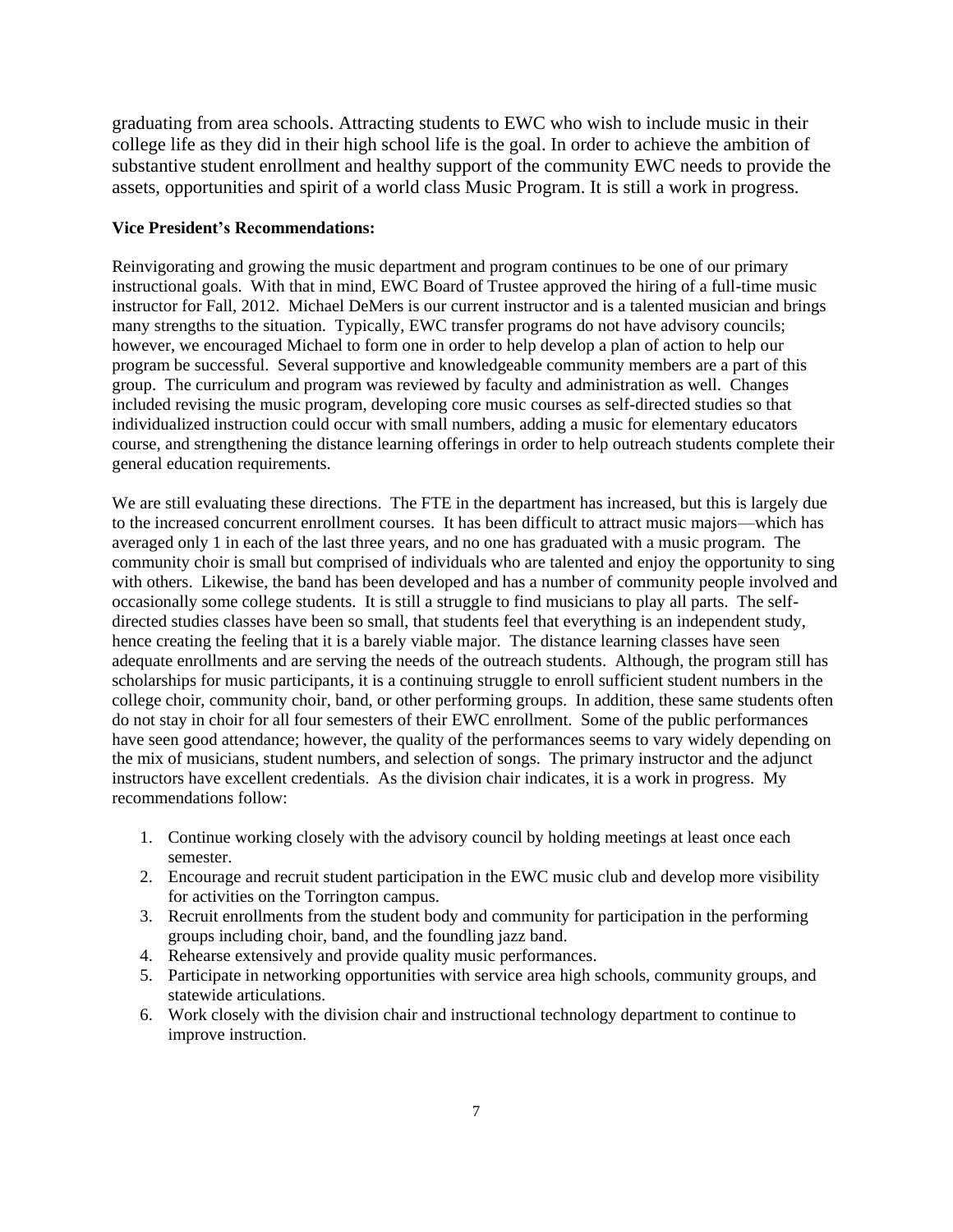graduating from area schools. Attracting students to EWC who wish to include music in their college life as they did in their high school life is the goal. In order to achieve the ambition of substantive student enrollment and healthy support of the community EWC needs to provide the assets, opportunities and spirit of a world class Music Program. It is still a work in progress.

**Vice President's Recommendations:**

Reinvigorating and growing the music department and program continues to be one of our primary instructional goals. With that in mind, EWC Board of Trustee approved the hiring of a full-time music instructor for Fall, 2012. Michael DeMers is our current instructor and is a talented musician and brings many strengths to the situation. Typically, EWC transfer programs do not have advisory councils; however, we encouraged Michael to form one in order to help develop a plan of action to help our program be successful. Several supportive and knowledgeable community members are a part of this group. The curriculum and program was reviewed by faculty and administration as well. Changes included revising the music program, developing core music courses as self-directed studies so that individualized instruction could occur with small numbers, adding a music for elementary educators course, and strengthening the distance learning offerings in order to help outreach students complete their general education requirements.

We are still evaluating these directions. The FTE in the department has increased, but this is largely due to the increased concurrent enrollment courses. It has been difficult to attract music majors—which has averaged only 1 in each of the last three years, and no one has graduated with a music program. The community choir is small but comprised of individuals who are talented and enjoy the opportunity to sing with others. Likewise, the band has been developed and has a number of community people involved and occasionally some college students. It is still a struggle to find musicians to play all parts. The self-directed studies classes have been so small, that students feel that everything is an independent study, hence creating the feeling that it is a barely viable major. The distance learning classes have seen adequate enrollments and are serving the needs of the outreach students. Although, the program still has scholarships for music participants, it is a continuing struggle to enroll sufficient student numbers in the college choir, community choir, band, or other performing groups. In addition, these same students often do not stay in choir for all four semesters of their EWC enrollment. Some of the public performances have seen good attendance; however, the quality of the performances seems to vary widely depending on the mix of musicians, student numbers, and selection of songs. The primary instructor and the adjunct instructors have excellent credentials. As the division chair indicates, it is a work in progress. My recommendations follow:

1. Continue working closely with the advisory council by holding meetings at least once each semester.
2. Encourage and recruit student participation in the EWC music club and develop more visibility for activities on the Torrington campus.
3. Recruit enrollments from the student body and community for participation in the performing groups including choir, band, and the foundling jazz band.
4. Rehearse extensively and provide quality music performances.
5. Participate in networking opportunities with service area high schools, community groups, and statewide articulations.
6. Work closely with the division chair and instructional technology department to continue to improve instruction.